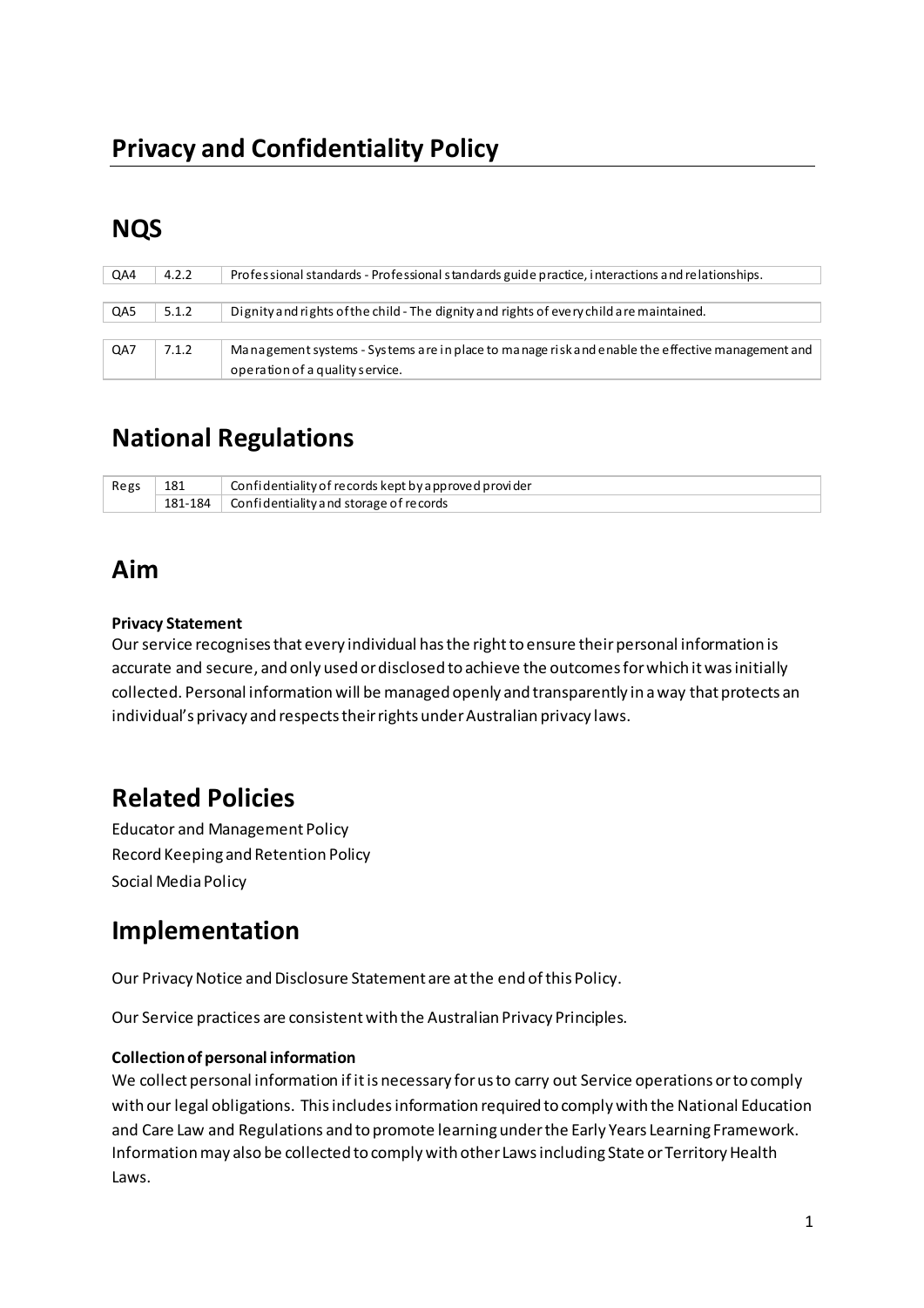# Privacy and Confidentiality Policy

## NQS

| | | |
|---|---|---|
| QA4 | 4.2.2 | Professional standards - Professional standards guide practice, interactions and relationships. |
| QA5 | 5.1.2 | Dignity and rights of the child - The dignity and rights of every child are maintained. |
| QA7 | 7.1.2 | Management systems - Systems are in place to manage risk and enable the effective management and operation of a quality service. |

## National Regulations

| | | |
|---|---|---|
| Regs | 181 | Confidentiality of records kept by approved provider |
| | 181-184 | Confidentiality and storage of records |

## Aim

**Privacy Statement**

Our service recognises that every individual has the right to ensure their personal information is accurate and secure, and only used or disclosed to achieve the outcomes for which it was initially collected. Personal information will be managed openly and transparently in a way that protects an individual's privacy and respects their rights under Australian privacy laws.

## Related Policies

Educator and Management Policy

Record Keeping and Retention Policy

Social Media Policy

## Implementation

Our Privacy Notice and Disclosure Statement are at the end of this Policy.

Our Service practices are consistent with the Australian Privacy Principles.

**Collection of personal information**

We collect personal information if it is necessary for us to carry out Service operations or to comply with our legal obligations. This includes information required to comply with the National Education and Care Law and Regulations and to promote learning under the Early Years Learning Framework. Information may also be collected to comply with other Laws including State or Territory Health Laws.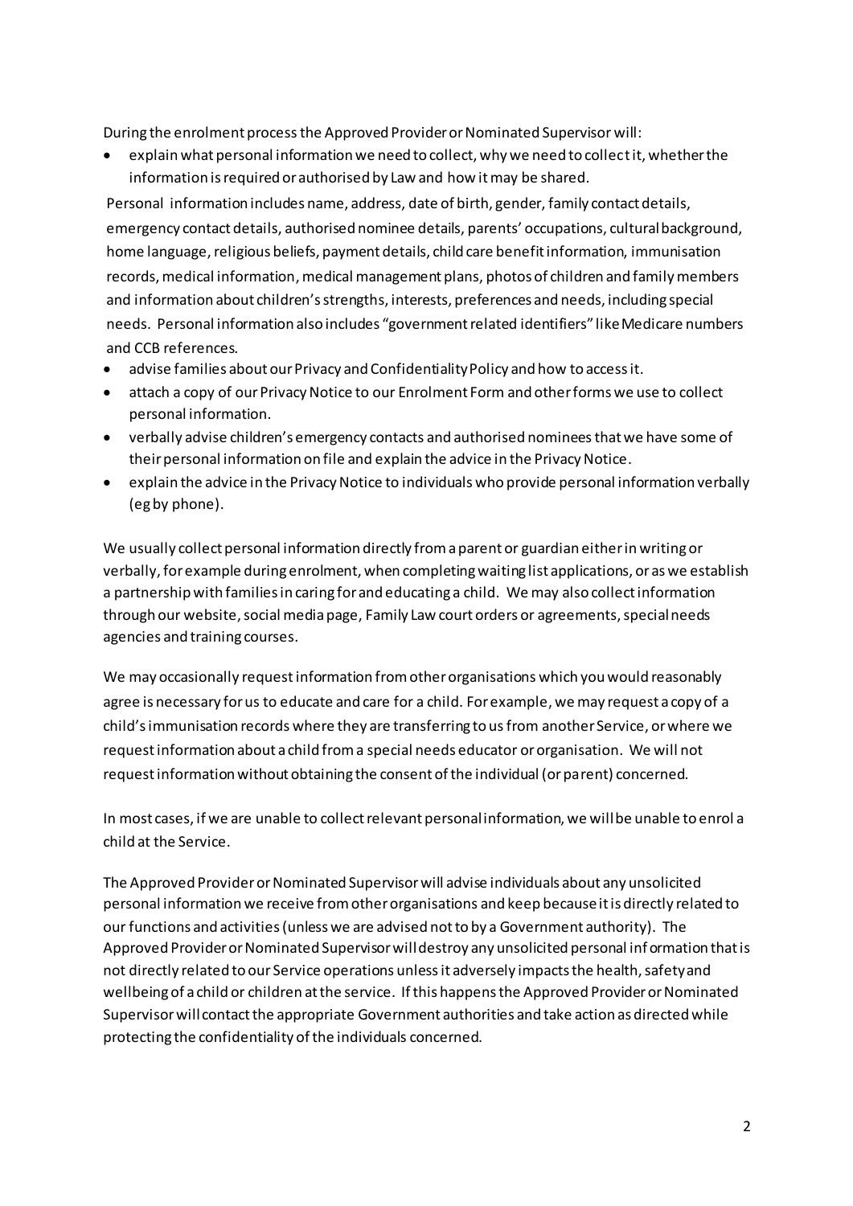During the enrolment process the Approved Provider or Nominated Supervisor will:

- explain what personal information we need to collect, why we need to collect it, whether the information is required or authorised by Law and how it may be shared.

  Personal information includes name, address, date of birth, gender, family contact details, emergency contact details, authorised nominee details, parents' occupations, cultural background, home language, religious beliefs, payment details, child care benefit information, immunisation records, medical information, medical management plans, photos of children and family members and information about children's strengths, interests, preferences and needs, including special needs. Personal information also includes "government related identifiers" like Medicare numbers and CCB references.
- advise families about our Privacy and Confidentiality Policy and how to access it.
- attach a copy of our Privacy Notice to our Enrolment Form and other forms we use to collect personal information.
- verbally advise children's emergency contacts and authorised nominees that we have some of their personal information on file and explain the advice in the Privacy Notice.
- explain the advice in the Privacy Notice to individuals who provide personal information verbally (eg by phone).

We usually collect personal information directly from a parent or guardian either in writing or verbally, for example during enrolment, when completing waiting list applications, or as we establish a partnership with families in caring for and educating a child. We may also collect information through our website, social media page, Family Law court orders or agreements, special needs agencies and training courses.

We may occasionally request information from other organisations which you would reasonably agree is necessary for us to educate and care for a child. For example, we may request a copy of a child's immunisation records where they are transferring to us from another Service, or where we request information about a child from a special needs educator or organisation. We will not request information without obtaining the consent of the individual (or parent) concerned.

In most cases, if we are unable to collect relevant personal information, we will be unable to enrol a child at the Service.

The Approved Provider or Nominated Supervisor will advise individuals about any unsolicited personal information we receive from other organisations and keep because it is directly related to our functions and activities (unless we are advised not to by a Government authority). The Approved Provider or Nominated Supervisor will destroy any unsolicited personal information that is not directly related to our Service operations unless it adversely impacts the health, safety and wellbeing of a child or children at the service. If this happens the Approved Provider or Nominated Supervisor will contact the appropriate Government authorities and take action as directed while protecting the confidentiality of the individuals concerned.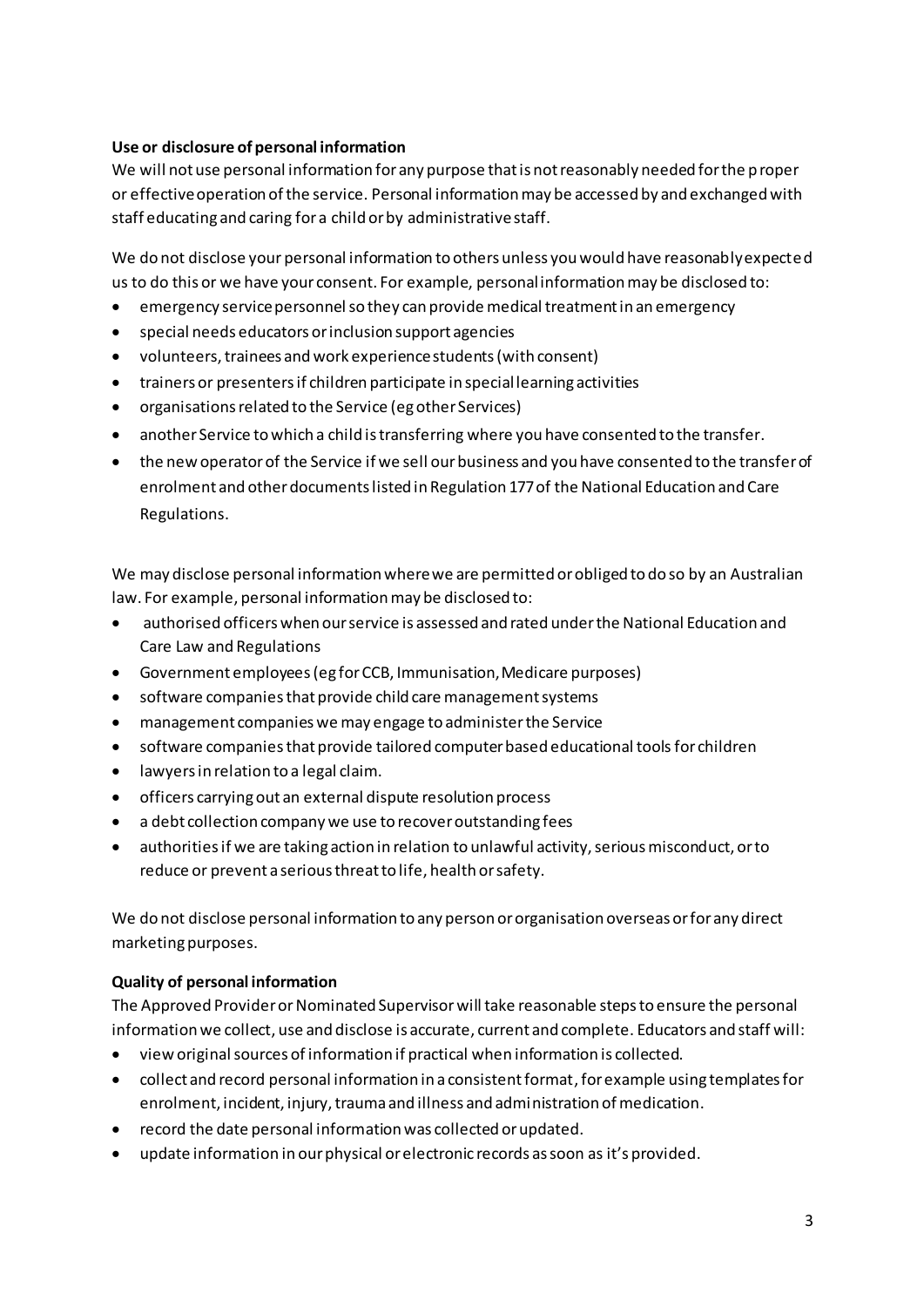**Use or disclosure of personal information**

We will not use personal information for any purpose that is not reasonably needed for the proper or effective operation of the service. Personal information may be accessed by and exchanged with staff educating and caring for a child or by administrative staff.

We do not disclose your personal information to others unless you would have reasonably expected us to do this or we have your consent. For example, personal information may be disclosed to:

- emergency service personnel so they can provide medical treatment in an emergency
- special needs educators or inclusion support agencies
- volunteers, trainees and work experience students (with consent)
- trainers or presenters if children participate in special learning activities
- organisations related to the Service (eg other Services)
- another Service to which a child is transferring where you have consented to the transfer.
- the new operator of the Service if we sell our business and you have consented to the transfer of enrolment and other documents listed in Regulation 177 of the National Education and Care Regulations.

We may disclose personal information where we are permitted or obliged to do so by an Australian law. For example, personal information may be disclosed to:

- authorised officers when our service is assessed and rated under the National Education and Care Law and Regulations
- Government employees (eg for CCB, Immunisation, Medicare purposes)
- software companies that provide child care management systems
- management companies we may engage to administer the Service
- software companies that provide tailored computer based educational tools for children
- lawyers in relation to a legal claim.
- officers carrying out an external dispute resolution process
- a debt collection company we use to recover outstanding fees
- authorities if we are taking action in relation to unlawful activity, serious misconduct, or to reduce or prevent a serious threat to life, health or safety.

We do not disclose personal information to any person or organisation overseas or for any direct marketing purposes.

**Quality of personal information**

The Approved Provider or Nominated Supervisor will take reasonable steps to ensure the personal information we collect, use and disclose is accurate, current and complete. Educators and staff will:

- view original sources of information if practical when information is collected.
- collect and record personal information in a consistent format, for example using templates for enrolment, incident, injury, trauma and illness and administration of medication.
- record the date personal information was collected or updated.
- update information in our physical or electronic records as soon as it's provided.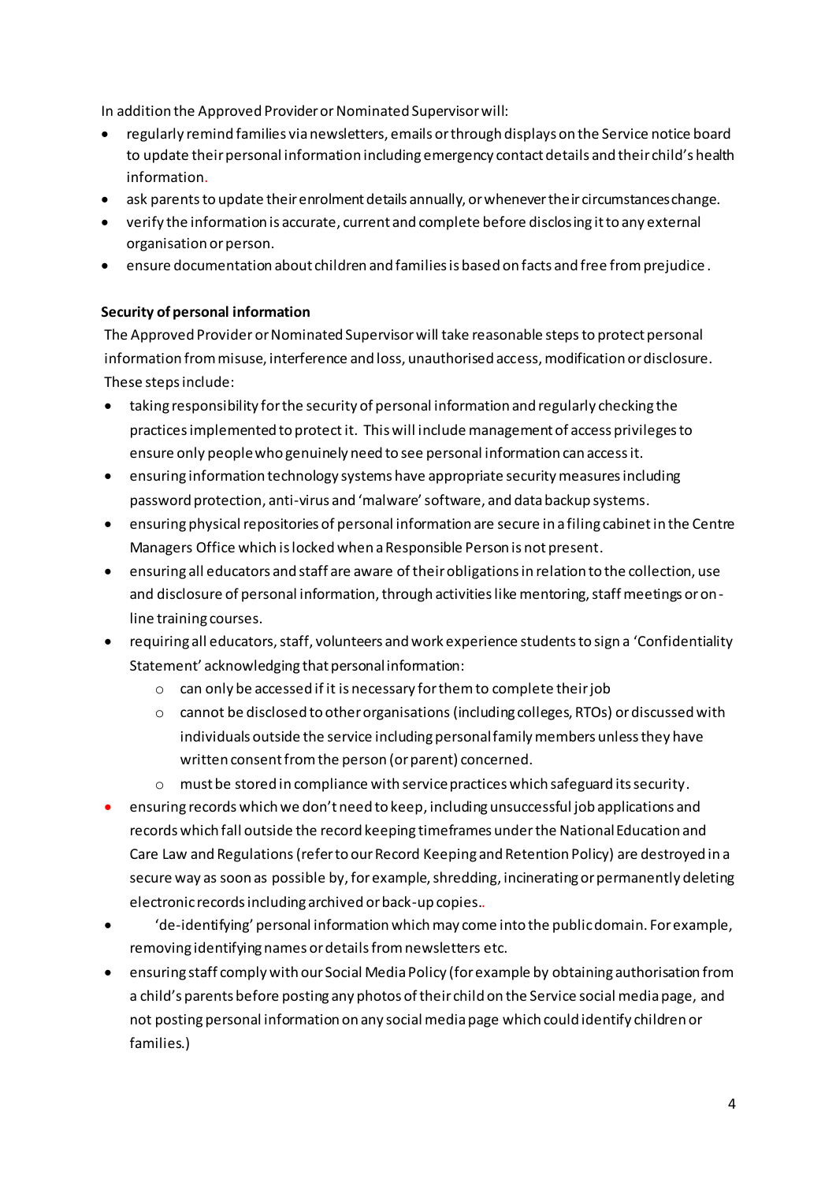In addition the Approved Provider or Nominated Supervisor will:

- regularly remind families via newsletters, emails or through displays on the Service notice board to update their personal information including emergency contact details and their child's health information.
- ask parents to update their enrolment details annually, or whenever their circumstances change.
- verify the information is accurate, current and complete before disclosing it to any external organisation or person.
- ensure documentation about children and families is based on facts and free from prejudice.

**Security of personal information**

The Approved Provider or Nominated Supervisor will take reasonable steps to protect personal information from misuse, interference and loss, unauthorised access, modification or disclosure. These steps include:

- taking responsibility for the security of personal information and regularly checking the practices implemented to protect it. This will include management of access privileges to ensure only people who genuinely need to see personal information can access it.
- ensuring information technology systems have appropriate security measures including password protection, anti-virus and 'malware' software, and data backup systems.
- ensuring physical repositories of personal information are secure in a filing cabinet in the Centre Managers Office which is locked when a Responsible Person is not present.
- ensuring all educators and staff are aware of their obligations in relation to the collection, use and disclosure of personal information, through activities like mentoring, staff meetings or on-line training courses.
- requiring all educators, staff, volunteers and work experience students to sign a 'Confidentiality Statement' acknowledging that personal information:
  - can only be accessed if it is necessary for them to complete their job
  - cannot be disclosed to other organisations (including colleges, RTOs) or discussed with individuals outside the service including personal family members unless they have written consent from the person (or parent) concerned.
  - must be stored in compliance with service practices which safeguard its security.
- ensuring records which we don't need to keep, including unsuccessful job applications and records which fall outside the record keeping timeframes under the National Education and Care Law and Regulations (refer to our Record Keeping and Retention Policy) are destroyed in a secure way as soon as possible by, for example, shredding, incinerating or permanently deleting electronic records including archived or back-up copies..
- 'de-identifying' personal information which may come into the public domain. For example, removing identifying names or details from newsletters etc.
- ensuring staff comply with our Social Media Policy (for example by obtaining authorisation from a child's parents before posting any photos of their child on the Service social media page, and not posting personal information on any social media page which could identify children or families.)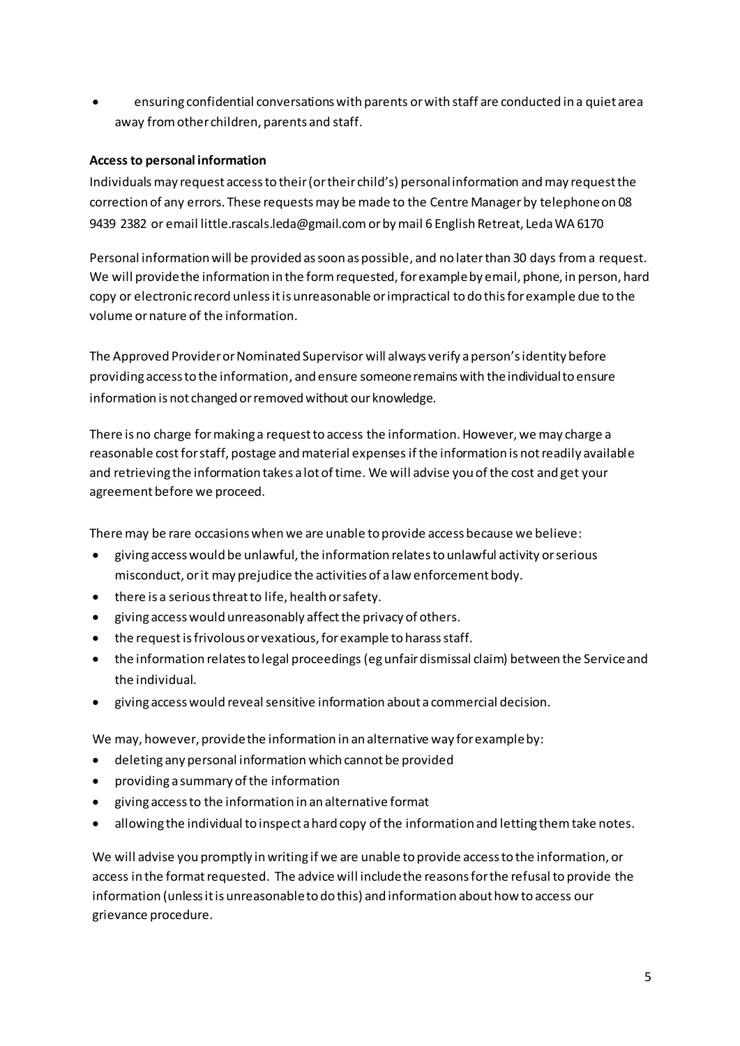- ensuring confidential conversations with parents or with staff are conducted in a quiet area away from other children, parents and staff.

**Access to personal information**

Individuals may request access to their (or their child's) personal information and may request the correction of any errors. These requests may be made to the Centre Manager by telephone on 08 9439 2382 or email little.rascals.leda@gmail.com or by mail 6 English Retreat, Leda WA 6170

Personal information will be provided as soon as possible, and no later than 30 days from a request. We will provide the information in the form requested, for example by email, phone, in person, hard copy or electronic record unless it is unreasonable or impractical to do this for example due to the volume or nature of the information.

The Approved Provider or Nominated Supervisor will always verify a person's identity before providing access to the information, and ensure someone remains with the individual to ensure information is not changed or removed without our knowledge.

There is no charge for making a request to access the information. However, we may charge a reasonable cost for staff, postage and material expenses if the information is not readily available and retrieving the information takes a lot of time. We will advise you of the cost and get your agreement before we proceed.

There may be rare occasions when we are unable to provide access because we believe:

- giving access would be unlawful, the information relates to unlawful activity or serious misconduct, or it may prejudice the activities of a law enforcement body.
- there is a serious threat to life, health or safety.
- giving access would unreasonably affect the privacy of others.
- the request is frivolous or vexatious, for example to harass staff.
- the information relates to legal proceedings (eg unfair dismissal claim) between the Service and the individual.
- giving access would reveal sensitive information about a commercial decision.

We may, however, provide the information in an alternative way for example by:

- deleting any personal information which cannot be provided
- providing a summary of the information
- giving access to the information in an alternative format
- allowing the individual to inspect a hard copy of the information and letting them take notes.

We will advise you promptly in writing if we are unable to provide access to the information, or access in the format requested. The advice will include the reasons for the refusal to provide the information (unless it is unreasonable to do this) and information about how to access our grievance procedure.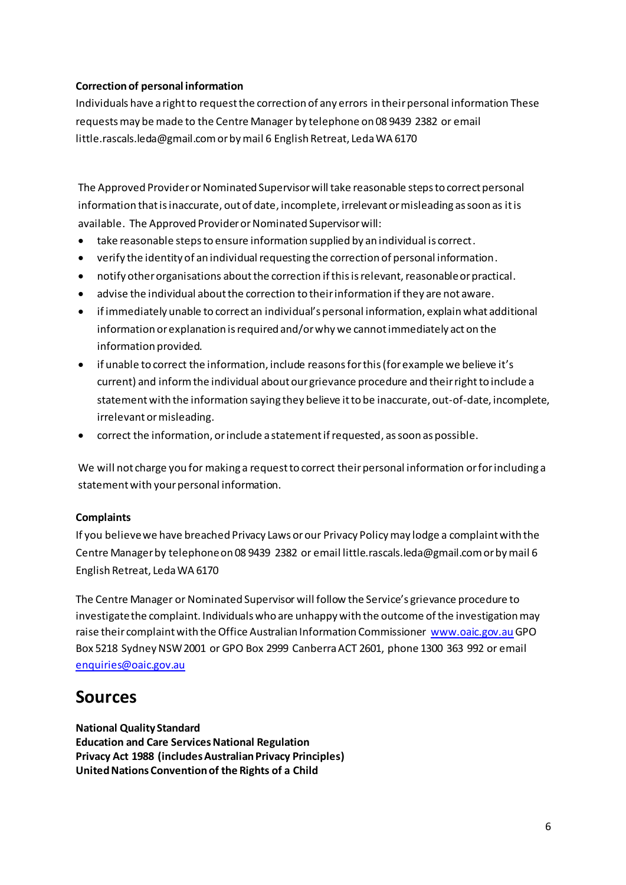**Correction of personal information**

Individuals have a right to request the correction of any errors in their personal information These requests may be made to the Centre Manager by telephone on 08 9439 2382 or email little.rascals.leda@gmail.com or by mail 6 English Retreat, Leda WA 6170

The Approved Provider or Nominated Supervisor will take reasonable steps to correct personal information that is inaccurate, out of date, incomplete, irrelevant or misleading as soon as it is available. The Approved Provider or Nominated Supervisor will:

- take reasonable steps to ensure information supplied by an individual is correct.
- verify the identity of an individual requesting the correction of personal information.
- notify other organisations about the correction if this is relevant, reasonable or practical.
- advise the individual about the correction to their information if they are not aware.
- if immediately unable to correct an individual's personal information, explain what additional information or explanation is required and/or why we cannot immediately act on the information provided.
- if unable to correct the information, include reasons for this (for example we believe it's current) and inform the individual about our grievance procedure and their right to include a statement with the information saying they believe it to be inaccurate, out-of-date, incomplete, irrelevant or misleading.
- correct the information, or include a statement if requested, as soon as possible.

We will not charge you for making a request to correct their personal information or for including a statement with your personal information.

**Complaints**

If you believe we have breached Privacy Laws or our Privacy Policy may lodge a complaint with the Centre Manager by telephone on 08 9439 2382 or email little.rascals.leda@gmail.com or by mail 6 English Retreat, Leda WA 6170

The Centre Manager or Nominated Supervisor will follow the Service's grievance procedure to investigate the complaint. Individuals who are unhappy with the outcome of the investigation may raise their complaint with the Office Australian Information Commissioner [www.oaic.gov.au](http://www.oaic.gov.au) GPO Box 5218 Sydney NSW 2001 or GPO Box 2999 Canberra ACT 2601, phone 1300 363 992 or email [enquiries@oaic.gov.au](mailto:enquiries@oaic.gov.au)

# Sources

**National Quality Standard**
**Education and Care Services National Regulation**
**Privacy Act 1988 (includes Australian Privacy Principles)**
**United Nations Convention of the Rights of a Child**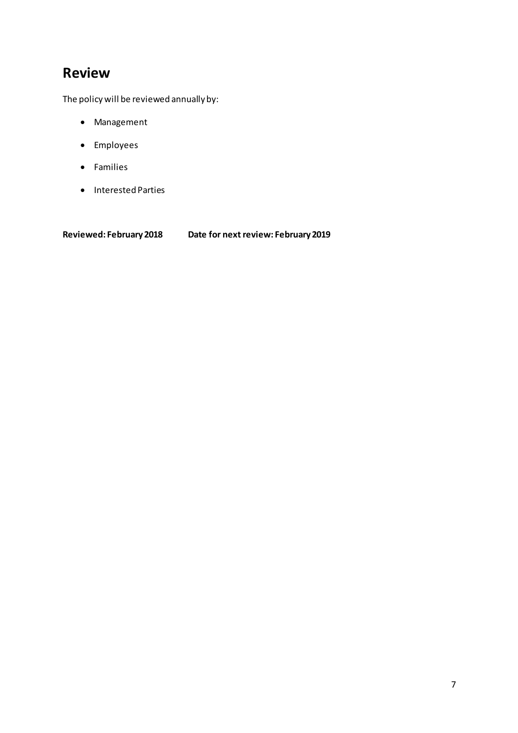## Review

The policy will be reviewed annually by:

- Management
- Employees
- Families
- Interested Parties

**Reviewed: February 2018** **Date for next review: February 2019**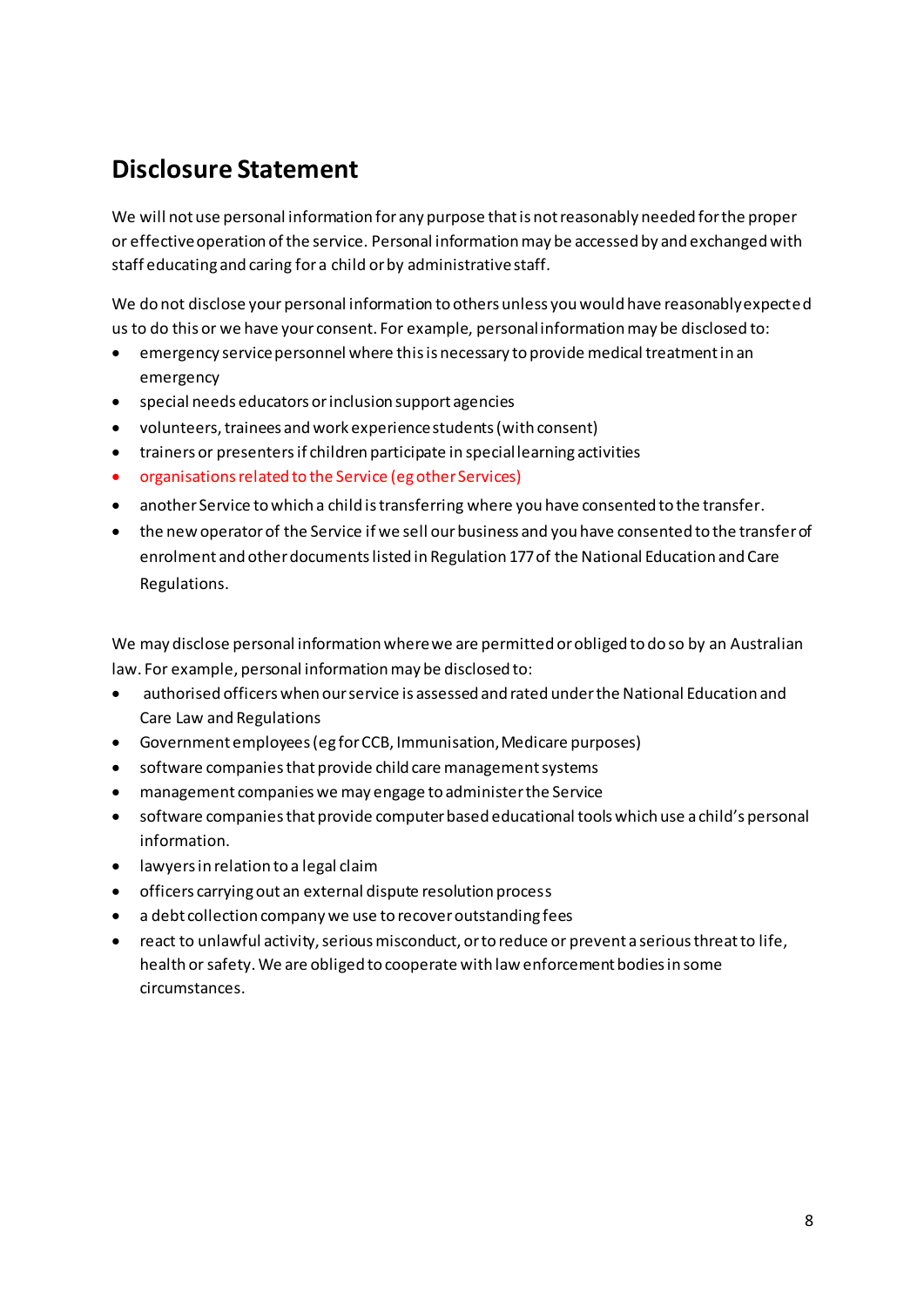## Disclosure Statement

We will not use personal information for any purpose that is not reasonably needed for the proper or effective operation of the service. Personal information may be accessed by and exchanged with staff educating and caring for a child or by administrative staff.

We do not disclose your personal information to others unless you would have reasonably expected us to do this or we have your consent. For example, personal information may be disclosed to:

- emergency service personnel where this is necessary to provide medical treatment in an emergency
- special needs educators or inclusion support agencies
- volunteers, trainees and work experience students (with consent)
- trainers or presenters if children participate in special learning activities
- organisations related to the Service (eg other Services)
- another Service to which a child is transferring where you have consented to the transfer.
- the new operator of the Service if we sell our business and you have consented to the transfer of enrolment and other documents listed in Regulation 177 of the National Education and Care Regulations.

We may disclose personal information where we are permitted or obliged to do so by an Australian law. For example, personal information may be disclosed to:

- authorised officers when our service is assessed and rated under the National Education and Care Law and Regulations
- Government employees (eg for CCB, Immunisation, Medicare purposes)
- software companies that provide child care management systems
- management companies we may engage to administer the Service
- software companies that provide computer based educational tools which use a child's personal information.
- lawyers in relation to a legal claim
- officers carrying out an external dispute resolution process
- a debt collection company we use to recover outstanding fees
- react to unlawful activity, serious misconduct, or to reduce or prevent a serious threat to life, health or safety. We are obliged to cooperate with law enforcement bodies in some circumstances.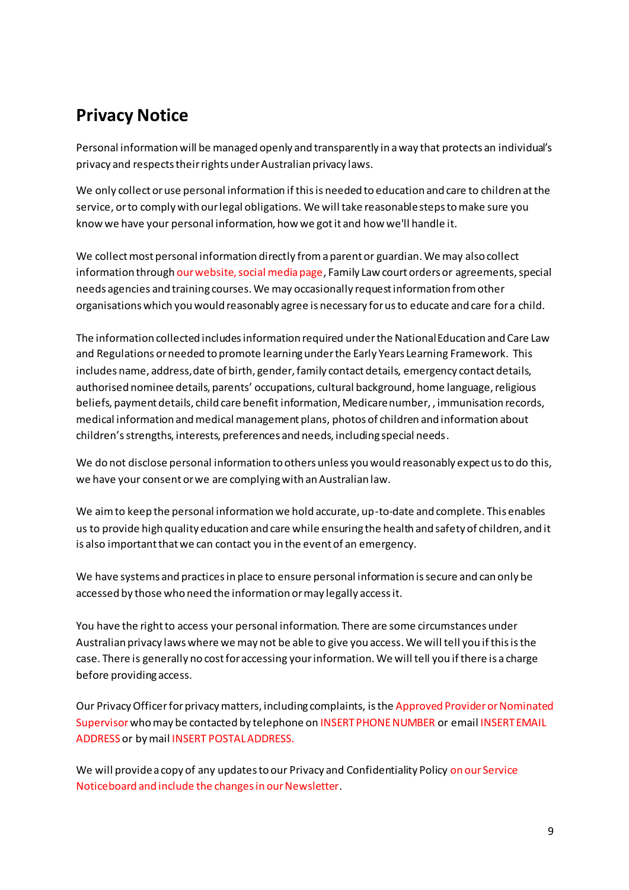# Privacy Notice

Personal information will be managed openly and transparently in a way that protects an individual's privacy and respects their rights under Australian privacy laws.

We only collect or use personal information if this is needed to education and care to children at the service, or to comply with our legal obligations. We will take reasonable steps to make sure you know we have your personal information, how we got it and how we'll handle it.

We collect most personal information directly from a parent or guardian. We may also collect information through our website, social media page, Family Law court orders or agreements, special needs agencies and training courses. We may occasionally request information from other organisations which you would reasonably agree is necessary for us to educate and care for a child.

The information collected includes information required under the National Education and Care Law and Regulations or needed to promote learning under the Early Years Learning Framework. This includes name, address, date of birth, gender, family contact details, emergency contact details, authorised nominee details, parents' occupations, cultural background, home language, religious beliefs, payment details, child care benefit information, Medicare number, , immunisation records, medical information and medical management plans, photos of children and information about children's strengths, interests, preferences and needs, including special needs.

We do not disclose personal information to others unless you would reasonably expect us to do this, we have your consent or we are complying with an Australian law.

We aim to keep the personal information we hold accurate, up-to-date and complete. This enables us to provide high quality education and care while ensuring the health and safety of children, and it is also important that we can contact you in the event of an emergency.

We have systems and practices in place to ensure personal information is secure and can only be accessed by those who need the information or may legally access it.

You have the right to access your personal information. There are some circumstances under Australian privacy laws where we may not be able to give you access. We will tell you if this is the case. There is generally no cost for accessing your information. We will tell you if there is a charge before providing access.

Our Privacy Officer for privacy matters, including complaints, is the Approved Provider or Nominated Supervisor who may be contacted by telephone on INSERT PHONE NUMBER or email INSERT EMAIL ADDRESS or by mail INSERT POSTAL ADDRESS.

We will provide a copy of any updates to our Privacy and Confidentiality Policy on our Service Noticeboard and include the changes in our Newsletter.